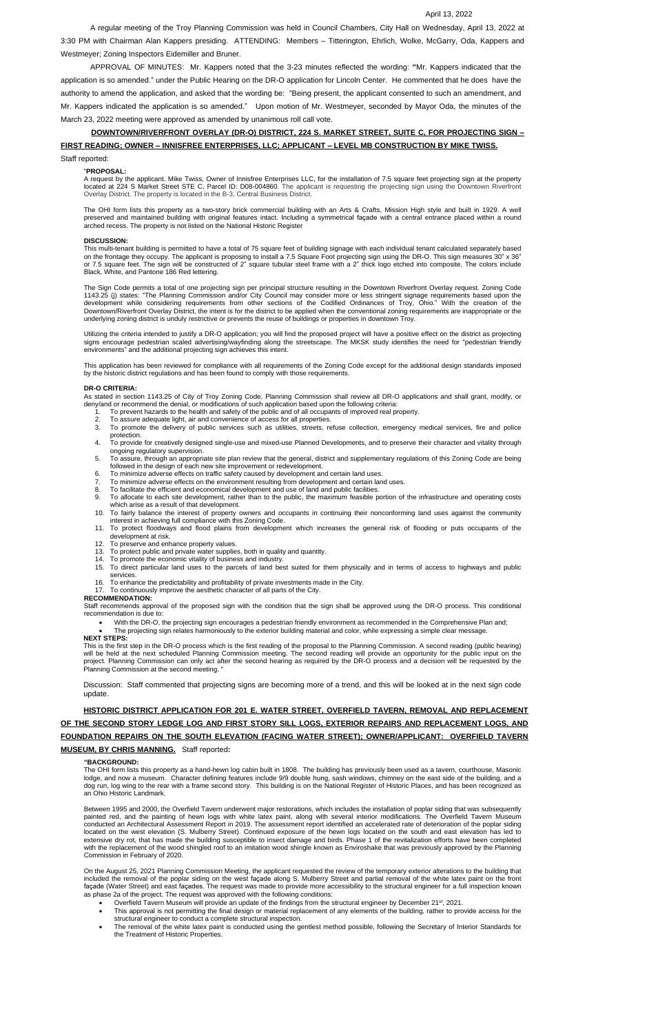April 13, 2022

A regular meeting of the Troy Planning Commission was held in Council Chambers, City Hall on Wednesday, April 13, 2022 at 3:30 PM with Chairman Alan Kappers presiding. ATTENDING: Members – Titterington, Ehrlich, Wolke, McGarry, Oda, Kappers and Westmeyer; Zoning Inspectors Eidemiller and Bruner.

APPROVAL OF MINUTES: Mr. Kappers noted that the 3-23 minutes reflected the wording: "Mr. Kappers indicated that the application is so amended." under the Public Hearing on the DR-O application for Lincoln Center. He commented that he does have the authority to amend the application, and asked that the wording be: "Being present, the applicant consented to such an amendment, and Mr. Kappers indicated the application is so amended." Upon motion of Mr. Westmeyer, seconded by Mayor Oda, the minutes of the March 23, 2022 meeting were approved as amended by unanimous roll call vote.

**DOWNTOWN/RIVERFRONT OVERLAY (DR-O) DISTRICT, 224 S. MARKET STREET, SUITE C, FOR PROJECTING SIGN – FIRST READING; OWNER – INNISFREE ENTERPRISES, LLC; APPLICANT – LEVEL MB CONSTRUCTION BY MIKE TWISS.**

Staff reported:

"**PROPOSAL:**

A request by the applicant, Mike Twiss, Owner of Innisfree Enterprises LLC, for the installation of 7.5 square feet projecting sign at the property located at 224 S Market Street STE C, Parcel ID: D08-004860. The applicant is requesting the projecting sign using the Downtown Riverfront Overlay District. The property is located in the B-3, Central Business District.

The OHI form lists this property as a two-story brick commercial building with an Arts & Crafts, Mission High style and built in 1929. A well preserved and maintained building with original features intact. Including a symmetrical façade with a central entrance placed within a round arched recess. The property is not listed on the National Historic Register

**DISCUSSION:**

This multi-tenant building is permitted to have a total of 75 square feet of building signage with each individual tenant calculated separately based on the frontage they occupy. The applicant is proposing to install a 7.5 Square Foot projecting sign using the DR-O. This sign measures 30" x 36" or 7.5 square feet. The sign will be constructed of 2" square tubular steel frame with a 2" thick logo etched into composite. The colors include Black, White, and Pantone 186 Red lettering.

The Sign Code permits a total of one projecting sign per principal structure resulting in the Downtown Riverfront Overlay request. Zoning Code 1143.25 (j) states: "The Planning Commission and/or City Council may consider more or less stringent signage requirements based upon the development while considering requirements from other sections of the Codified Ordinances of Troy, Ohio." With the creation of the Downtown/Riverfront Overlay District, the intent is for the district to be applied when the conventional zoning requirements are inappropriate or the underlying zoning district is unduly restrictive or prevents the reuse of buildings or properties in downtown Troy.

Utilizing the criteria intended to justify a DR-O application; you will find the proposed project will have a positive effect on the district as projecting signs encourage pedestrian scaled advertising/wayfinding along the streetscape. The MKSK study identifies the need for "pedestrian friendly environments" and the additional projecting sign achieves this intent.

This application has been reviewed for compliance with all requirements of the Zoning Code except for the additional design standards imposed by the historic district regulations and has been found to comply with those requirements.

**DR-O CRITERIA:**

As stated in section 1143.25 of City of Troy Zoning Code, Planning Commission shall review all DR-O applications and shall grant, modify, or deny/and or recommend the denial, or modifications of such application based upon the following criteria:

1. To prevent hazards to the health and safety of the public and of all occupants of improved real property.
2. To assure adequate light, air and convenience of access for all properties.
3. To promote the delivery of public services such as utilities, streets, refuse collection, emergency medical services, fire and police protection.
4. To provide for creatively designed single-use and mixed-use Planned Developments, and to preserve their character and vitality through ongoing regulatory supervision.
5. To assure, through an appropriate site plan review that the general, district and supplementary regulations of this Zoning Code are being followed in the design of each new site improvement or redevelopment.
6. To minimize adverse effects on traffic safety caused by development and certain land uses.
7. To minimize adverse effects on the environment resulting from development and certain land uses.
8. To facilitate the efficient and economical development and use of land and public facilities.
9. To allocate to each site development, rather than to the public, the maximum feasible portion of the infrastructure and operating costs which arise as a result of that development.
10. To fairly balance the interest of property owners and occupants in continuing their nonconforming land uses against the community interest in achieving full compliance with this Zoning Code.
11. To protect floodways and flood plains from development which increases the general risk of flooding or puts occupants of the development at risk.
12. To preserve and enhance property values.
13. To protect public and private water supplies, both in quality and quantity.
14. To promote the economic vitality of business and industry.
15. To direct particular land uses to the parcels of land best suited for them physically and in terms of access to highways and public services.
16. To enhance the predictability and profitability of private investments made in the City.
17. To continuously improve the aesthetic character of all parts of the City.

**RECOMMENDATION:**

Staff recommends approval of the proposed sign with the condition that the sign shall be approved using the DR-O process. This conditional recommendation is due to:

- With the DR-O, the projecting sign encourages a pedestrian friendly environment as recommended in the Comprehensive Plan and;
- The projecting sign relates harmoniously to the exterior building material and color, while expressing a simple clear message.

**NEXT STEPS:**

This is the first step in the DR-O process which is the first reading of the proposal to the Planning Commission. A second reading (public hearing) will be held at the next scheduled Planning Commission meeting. The second reading will provide an opportunity for the public input on the project. Planning Commission can only act after the second hearing as required by the DR-O process and a decision will be requested by the Planning Commission at the second meeting. "

Discussion: Staff commented that projecting signs are becoming more of a trend, and this will be looked at in the next sign code update.

**HISTORIC DISTRICT APPLICATION FOR 201 E. WATER STREET, OVERFIELD TAVERN, REMOVAL AND REPLACEMENT OF THE SECOND STORY LEDGE LOG AND FIRST STORY SILL LOGS, EXTERIOR REPAIRS AND REPLACEMENT LOGS, AND FOUNDATION REPAIRS ON THE SOUTH ELEVATION (FACING WATER STREET); OWNER/APPLICANT: OVERFIELD TAVERN MUSEUM, BY CHRIS MANNING.** Staff reported**:**

"**BACKGROUND:**

The OHI form lists this property as a hand-hewn log cabin built in 1808. The building has previously been used as a tavern, courthouse, Masonic lodge, and now a museum. Character defining features include 9/9 double hung, sash windows, chimney on the east side of the building, and a dog run, log wing to the rear with a frame second story. This building is on the National Register of Historic Places, and has been recognized as an Ohio Historic Landmark.

Between 1995 and 2000, the Overfield Tavern underwent major restorations, which includes the installation of poplar siding that was subsequently painted red, and the painting of hewn logs with white latex paint, along with several interior modifications. The Overfield Tavern Museum conducted an Architectural Assessment Report in 2019. The assessment report identified an accelerated rate of deterioration of the poplar siding located on the west elevation (S. Mulberry Street). Continued exposure of the hewn logs located on the south and east elevation has led to extensive dry rot, that has made the building susceptible to insect damage and birds. Phase 1 of the revitalization efforts have been completed with the replacement of the wood shingled roof to an imitation wood shingle known as Enviroshake that was previously approved by the Planning Commission in February of 2020.

On the August 25, 2021 Planning Commission Meeting, the applicant requested the review of the temporary exterior alterations to the building that included the removal of the poplar siding on the west façade along S. Mulberry Street and partial removal of the white latex paint on the front façade (Water Street) and east façades. The request was made to provide more accessibility to the structural engineer for a full inspection known as phase 2a of the project. The request was approved with the following conditions:

- Overfield Tavern Museum will provide an update of the findings from the structural engineer by December 21st, 2021.
- This approval is not permitting the final design or material replacement of any elements of the building, rather to provide access for the structural engineer to conduct a complete structural inspection.
- The removal of the white latex paint is conducted using the gentlest method possible, following the Secretary of Interior Standards for the Treatment of Historic Properties.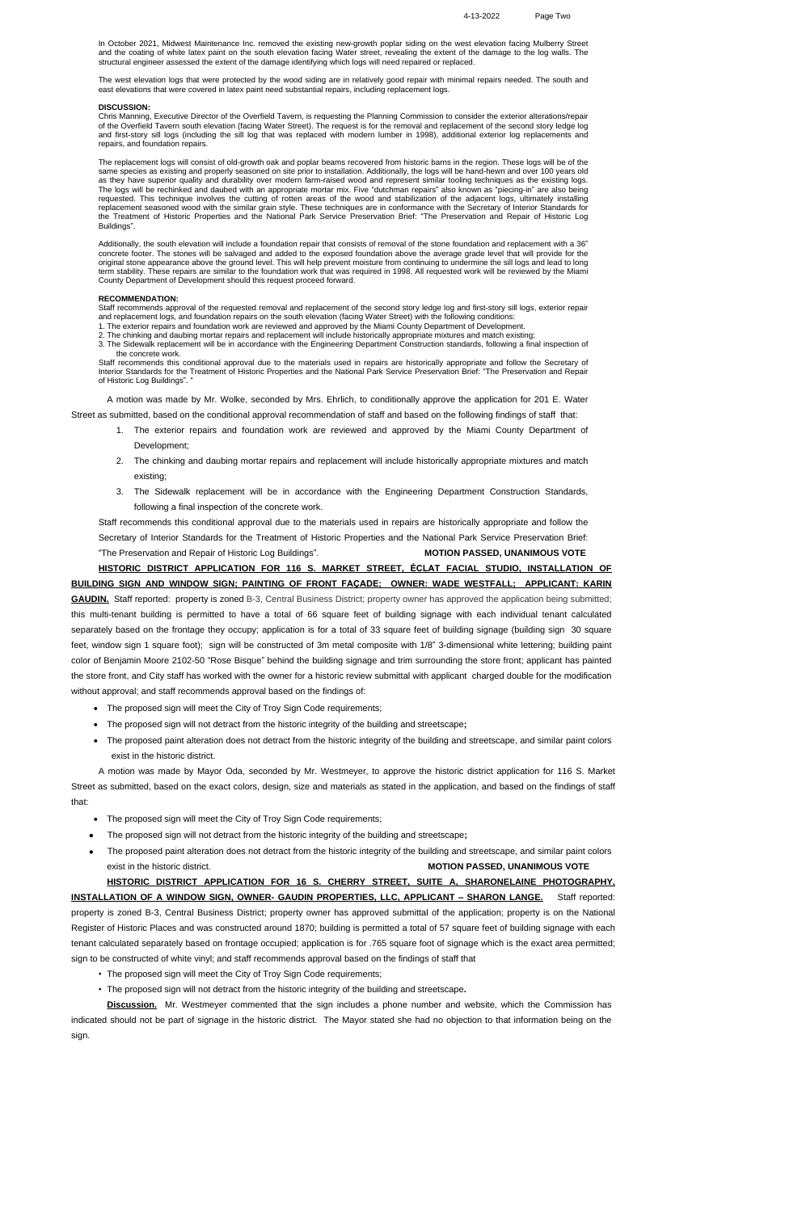In October 2021, Midwest Maintenance Inc. removed the existing new-growth poplar siding on the west elevation facing Mulberry Street and the coating of white latex paint on the south elevation facing Water street, revealing the extent of the damage to the log walls. The structural engineer assessed the extent of the damage identifying which logs will need repaired or replaced.

The west elevation logs that were protected by the wood siding are in relatively good repair with minimal repairs needed. The south and east elevations that were covered in latex paint need substantial repairs, including replacement logs.

**DISCUSSION:**
Chris Manning, Executive Director of the Overfield Tavern, is requesting the Planning Commission to consider the exterior alterations/repair of the Overfield Tavern south elevation (facing Water Street). The request is for the removal and replacement of the second story ledge log and first-story sill logs (including the sill log that was replaced with modern lumber in 1998), additional exterior log replacements and repairs, and foundation repairs.

The replacement logs will consist of old-growth oak and poplar beams recovered from historic barns in the region. These logs will be of the same species as existing and properly seasoned on site prior to installation. Additionally, the logs will be hand-hewn and over 100 years old as they have superior quality and durability over modern farm-raised wood and represent similar tooling techniques as the existing logs. The logs will be rechinked and daubed with an appropriate mortar mix. Five "dutchman repairs" also known as "piecing-in" are also being requested. This technique involves the cutting of rotten areas of the wood and stabilization of the adjacent logs, ultimately installing replacement seasoned wood with the similar grain style. These techniques are in conformance with the Secretary of Interior Standards for the Treatment of Historic Properties and the National Park Service Preservation Brief: "The Preservation and Repair of Historic Log Buildings".

Additionally, the south elevation will include a foundation repair that consists of removal of the stone foundation and replacement with a 36" concrete footer. The stones will be salvaged and added to the exposed foundation above the average grade level that will provide for the original stone appearance above the ground level. This will help prevent moisture from continuing to undermine the sill logs and lead to long term stability. These repairs are similar to the foundation work that was required in 1998. All requested work will be reviewed by the Miami County Department of Development should this request proceed forward.

**RECOMMENDATION:**
Staff recommends approval of the requested removal and replacement of the second story ledge log and first-story sill logs, exterior repair and replacement logs, and foundation repairs on the south elevation (facing Water Street) with the following conditions:
1. The exterior repairs and foundation work are reviewed and approved by the Miami County Department of Development.
2. The chinking and daubing mortar repairs and replacement will include historically appropriate mixtures and match existing;
3. The Sidewalk replacement will be in accordance with the Engineering Department Construction standards, following a final inspection of the concrete work.

Staff recommends this conditional approval due to the materials used in repairs are historically appropriate and follow the Secretary of Interior Standards for the Treatment of Historic Properties and the National Park Service Preservation Brief: "The Preservation and Repair of Historic Log Buildings". "

A motion was made by Mr. Wolke, seconded by Mrs. Ehrlich, to conditionally approve the application for 201 E. Water Street as submitted, based on the conditional approval recommendation of staff and based on the following findings of staff that:

1. The exterior repairs and foundation work are reviewed and approved by the Miami County Department of Development;
2. The chinking and daubing mortar repairs and replacement will include historically appropriate mixtures and match existing;
3. The Sidewalk replacement will be in accordance with the Engineering Department Construction Standards, following a final inspection of the concrete work.

Staff recommends this conditional approval due to the materials used in repairs are historically appropriate and follow the Secretary of Interior Standards for the Treatment of Historic Properties and the National Park Service Preservation Brief: "The Preservation and Repair of Historic Log Buildings". **MOTION PASSED, UNANIMOUS VOTE**

**HISTORIC DISTRICT APPLICATION FOR 116 S. MARKET STREET, ÉCLAT FACIAL STUDIO, INSTALLATION OF BUILDING SIGN AND WINDOW SIGN; PAINTING OF FRONT FAÇADE; OWNER: WADE WESTFALL; APPLICANT: KARIN GAUDIN.** Staff reported: property is zoned B-3, Central Business District; property owner has approved the application being submitted; this multi-tenant building is permitted to have a total of 66 square feet of building signage with each individual tenant calculated separately based on the frontage they occupy; application is for a total of 33 square feet of building signage (building sign 30 square feet, window sign 1 square foot); sign will be constructed of 3m metal composite with 1/8" 3-dimensional white lettering; building paint color of Benjamin Moore 2102-50 "Rose Bisque" behind the building signage and trim surrounding the store front; applicant has painted the store front, and City staff has worked with the owner for a historic review submittal with applicant charged double for the modification without approval; and staff recommends approval based on the findings of:

- The proposed sign will meet the City of Troy Sign Code requirements;
- The proposed sign will not detract from the historic integrity of the building and streetscape;
- The proposed paint alteration does not detract from the historic integrity of the building and streetscape, and similar paint colors exist in the historic district.

A motion was made by Mayor Oda, seconded by Mr. Westmeyer, to approve the historic district application for 116 S. Market Street as submitted, based on the exact colors, design, size and materials as stated in the application, and based on the findings of staff that:

- The proposed sign will meet the City of Troy Sign Code requirements;
- The proposed sign will not detract from the historic integrity of the building and streetscape;
- The proposed paint alteration does not detract from the historic integrity of the building and streetscape, and similar paint colors exist in the historic district. **MOTION PASSED, UNANIMOUS VOTE**

**HISTORIC DISTRICT APPLICATION FOR 16 S. CHERRY STREET, SUITE A, SHARONELAINE PHOTOGRAPHY, INSTALLATION OF A WINDOW SIGN, OWNER- GAUDIN PROPERTIES, LLC, APPLICANT – SHARON LANGE.** Staff reported: property is zoned B-3, Central Business District; property owner has approved submittal of the application; property is on the National Register of Historic Places and was constructed around 1870; building is permitted a total of 57 square feet of building signage with each tenant calculated separately based on frontage occupied; application is for .765 square foot of signage which is the exact area permitted; sign to be constructed of white vinyl; and staff recommends approval based on the findings of staff that

- The proposed sign will meet the City of Troy Sign Code requirements;
- The proposed sign will not detract from the historic integrity of the building and streetscape.

**Discussion.** Mr. Westmeyer commented that the sign includes a phone number and website, which the Commission has indicated should not be part of signage in the historic district. The Mayor stated she had no objection to that information being on the sign.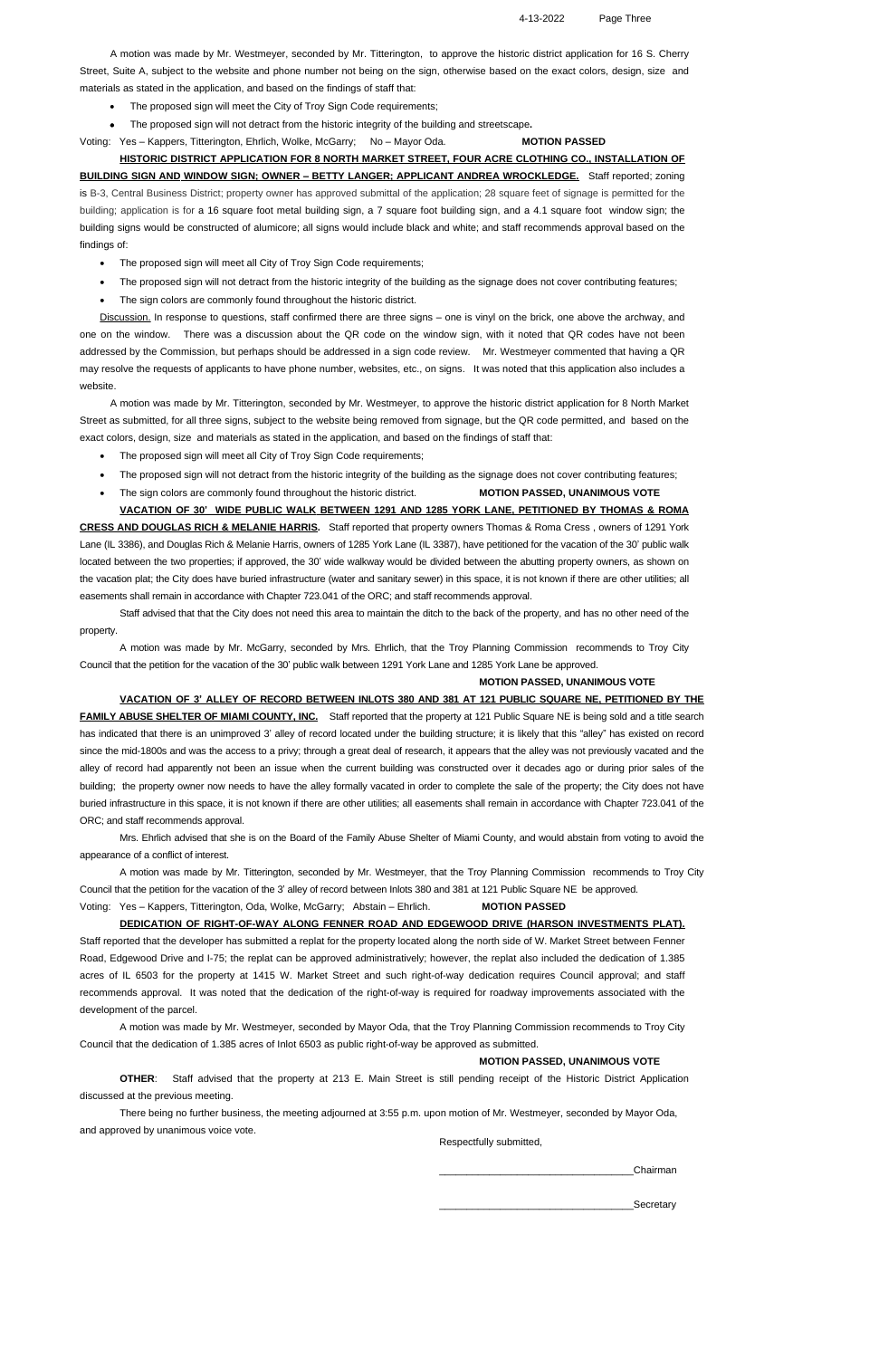A motion was made by Mr. Westmeyer, seconded by Mr. Titterington, to approve the historic district application for 16 S. Cherry Street, Suite A, subject to the website and phone number not being on the sign, otherwise based on the exact colors, design, size and materials as stated in the application, and based on the findings of staff that:

- The proposed sign will meet the City of Troy Sign Code requirements;
- The proposed sign will not detract from the historic integrity of the building and streetscape.

Voting: Yes – Kappers, Titterington, Ehrlich, Wolke, McGarry; No – Mayor Oda. **MOTION PASSED**

**HISTORIC DISTRICT APPLICATION FOR 8 NORTH MARKET STREET, FOUR ACRE CLOTHING CO., INSTALLATION OF BUILDING SIGN AND WINDOW SIGN; OWNER – BETTY LANGER; APPLICANT ANDREA WROCKLEDGE.** Staff reported; zoning is B-3, Central Business District; property owner has approved submittal of the application; 28 square feet of signage is permitted for the building; application is for a 16 square foot metal building sign, a 7 square foot building sign, and a 4.1 square foot window sign; the building signs would be constructed of alumicore; all signs would include black and white; and staff recommends approval based on the findings of:

- The proposed sign will meet all City of Troy Sign Code requirements;
- The proposed sign will not detract from the historic integrity of the building as the signage does not cover contributing features;
- The sign colors are commonly found throughout the historic district.

Discussion. In response to questions, staff confirmed there are three signs – one is vinyl on the brick, one above the archway, and one on the window. There was a discussion about the QR code on the window sign, with it noted that QR codes have not been addressed by the Commission, but perhaps should be addressed in a sign code review. Mr. Westmeyer commented that having a QR may resolve the requests of applicants to have phone number, websites, etc., on signs. It was noted that this application also includes a website.

A motion was made by Mr. Titterington, seconded by Mr. Westmeyer, to approve the historic district application for 8 North Market Street as submitted, for all three signs, subject to the website being removed from signage, but the QR code permitted, and based on the exact colors, design, size and materials as stated in the application, and based on the findings of staff that:

- The proposed sign will meet all City of Troy Sign Code requirements;
- The proposed sign will not detract from the historic integrity of the building as the signage does not cover contributing features;
- The sign colors are commonly found throughout the historic district. **MOTION PASSED, UNANIMOUS VOTE**

**VACATION OF 30' WIDE PUBLIC WALK BETWEEN 1291 AND 1285 YORK LANE, PETITIONED BY THOMAS & ROMA CRESS AND DOUGLAS RICH & MELANIE HARRIS.** Staff reported that property owners Thomas & Roma Cress , owners of 1291 York Lane (IL 3386), and Douglas Rich & Melanie Harris, owners of 1285 York Lane (IL 3387), have petitioned for the vacation of the 30' public walk located between the two properties; if approved, the 30' wide walkway would be divided between the abutting property owners, as shown on the vacation plat; the City does have buried infrastructure (water and sanitary sewer) in this space, it is not known if there are other utilities; all easements shall remain in accordance with Chapter 723.041 of the ORC; and staff recommends approval.

Staff advised that that the City does not need this area to maintain the ditch to the back of the property, and has no other need of the property.

A motion was made by Mr. McGarry, seconded by Mrs. Ehrlich, that the Troy Planning Commission recommends to Troy City Council that the petition for the vacation of the 30' public walk between 1291 York Lane and 1285 York Lane be approved.

**MOTION PASSED, UNANIMOUS VOTE**

**VACATION OF 3' ALLEY OF RECORD BETWEEN INLOTS 380 AND 381 AT 121 PUBLIC SQUARE NE, PETITIONED BY THE FAMILY ABUSE SHELTER OF MIAMI COUNTY, INC.** Staff reported that the property at 121 Public Square NE is being sold and a title search has indicated that there is an unimproved 3' alley of record located under the building structure; it is likely that this "alley" has existed on record since the mid-1800s and was the access to a privy; through a great deal of research, it appears that the alley was not previously vacated and the alley of record had apparently not been an issue when the current building was constructed over it decades ago or during prior sales of the building; the property owner now needs to have the alley formally vacated in order to complete the sale of the property; the City does not have buried infrastructure in this space, it is not known if there are other utilities; all easements shall remain in accordance with Chapter 723.041 of the ORC; and staff recommends approval.

Mrs. Ehrlich advised that she is on the Board of the Family Abuse Shelter of Miami County, and would abstain from voting to avoid the appearance of a conflict of interest.

A motion was made by Mr. Titterington, seconded by Mr. Westmeyer, that the Troy Planning Commission recommends to Troy City Council that the petition for the vacation of the 3' alley of record between Inlots 380 and 381 at 121 Public Square NE be approved.

Voting: Yes – Kappers, Titterington, Oda, Wolke, McGarry; Abstain – Ehrlich. **MOTION PASSED**

**DEDICATION OF RIGHT-OF-WAY ALONG FENNER ROAD AND EDGEWOOD DRIVE (HARSON INVESTMENTS PLAT).** Staff reported that the developer has submitted a replat for the property located along the north side of W. Market Street between Fenner Road, Edgewood Drive and I-75; the replat can be approved administratively; however, the replat also included the dedication of 1.385 acres of IL 6503 for the property at 1415 W. Market Street and such right-of-way dedication requires Council approval; and staff recommends approval. It was noted that the dedication of the right-of-way is required for roadway improvements associated with the development of the parcel.

A motion was made by Mr. Westmeyer, seconded by Mayor Oda, that the Troy Planning Commission recommends to Troy City Council that the dedication of 1.385 acres of Inlot 6503 as public right-of-way be approved as submitted.

**MOTION PASSED, UNANIMOUS VOTE**

**OTHER**: Staff advised that the property at 213 E. Main Street is still pending receipt of the Historic District Application discussed at the previous meeting.

There being no further business, the meeting adjourned at 3:55 p.m. upon motion of Mr. Westmeyer, seconded by Mayor Oda, and approved by unanimous voice vote.

Respectfully submitted,

___________________________________Chairman

___________________________________Secretary